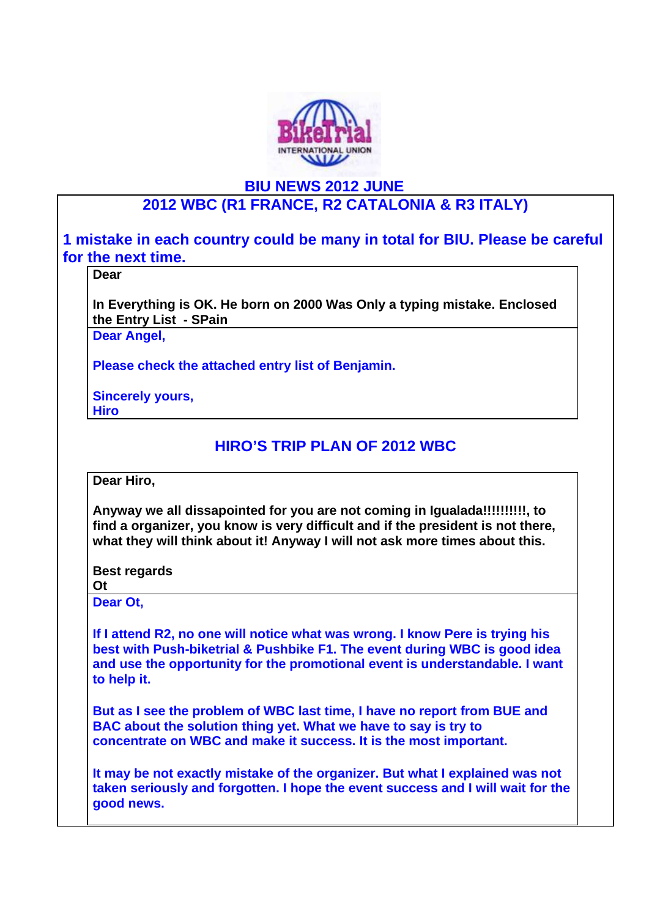# BIU NEWS 2012 JUNE

## 2012 WBC (R1 FRANCE, R2 CATALONIA & R3 ITALY)

### 1 mistake in each country could be many in total for BIU. Please be careful for the next time.

**Dear**

**In Everything is OK. He born on 2000 Was Only a typing mistake. Enclosed the Entry List - SPain**

**Dear Angel,**

**Please check the attached entry list of Benjamin.**

**Sincerely yours,**
**Hiro**

## HIRO'S TRIP PLAN OF 2012 WBC

**Dear Hiro,**

**Anyway we all dissapointed for you are not coming in Igualada!!!!!!!!!, to find a organizer, you know is very difficult and if the president is not there, what they will think about it! Anyway I will not ask more times about this.**

**Best regards**
**Ot**

**Dear Ot,**

**If I attend R2, no one will notice what was wrong. I know Pere is trying his best with Push-biketrial & Pushbike F1. The event during WBC is good idea and use the opportunity for the promotional event is understandable. I want to help it.**

**But as I see the problem of WBC last time, I have no report from BUE and BAC about the solution thing yet. What we have to say is try to concentrate on WBC and make it success. It is the most important.**

**It may be not exactly mistake of the organizer. But what I explained was not taken seriously and forgotten. I hope the event success and I will wait for the good news.**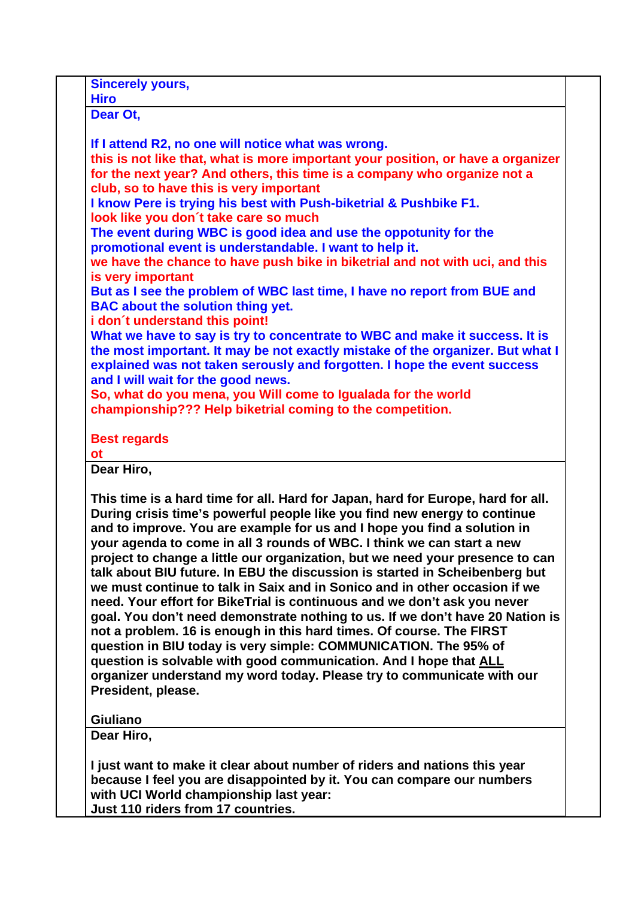**Sincerely yours,**
**Hiro**

---

**Dear Ot,**

**If I attend R2, no one will notice what was wrong.**
**this is not like that, what is more important your position, or have a organizer for the next year? And others, this time is a company who organize not a club, so to have this is very important**
**I know Pere is trying his best with Push-biketrial & Pushbike F1.**
**look like you don´t take care so much**
**The event during WBC is good idea and use the oppotunity for the promotional event is understandable. I want to help it.**
**we have the chance to have push bike in biketrial and not with uci, and this is very important**
**But as I see the problem of WBC last time, I have no report from BUE and BAC about the solution thing yet.**
**i don´t understand this point!**
**What we have to say is try to concentrate to WBC and make it success. It is the most important. It may be not exactly mistake of the organizer. But what I explained was not taken serously and forgotten. I hope the event success and I will wait for the good news.**
**So, what do you mena, you Will come to Igualada for the world championship??? Help biketrial coming to the competition.**

**Best regards**
**ot**

---

**Dear Hiro,**

**This time is a hard time for all. Hard for Japan, hard for Europe, hard for all. During crisis time's powerful people like you find new energy to continue and to improve. You are example for us and I hope you find a solution in your agenda to come in all 3 rounds of WBC. I think we can start a new project to change a little our organization, but we need your presence to can talk about BIU future. In EBU the discussion is started in Scheibenberg but we must continue to talk in Saix and in Sonico and in other occasion if we need. Your effort for BikeTrial is continuous and we don't ask you never goal. You don't need demonstrate nothing to us. If we don't have 20 Nation is not a problem. 16 is enough in this hard times. Of course. The FIRST question in BIU today is very simple: COMMUNICATION. The 95% of question is solvable with good communication. And I hope that <u>ALL</u> organizer understand my word today. Please try to communicate with our President, please.**

**Giuliano**

---

**Dear Hiro,**

**I just want to make it clear about number of riders and nations this year because I feel you are disappointed by it. You can compare our numbers with UCI World championship last year:**
**Just 110 riders from 17 countries.**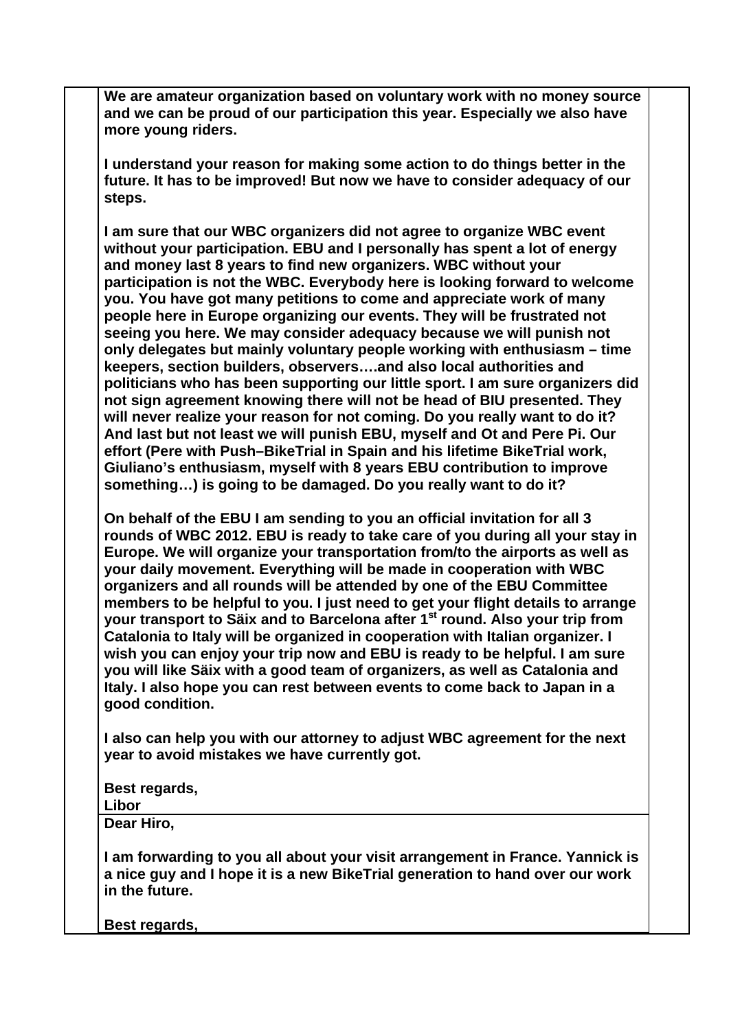**We are amateur organization based on voluntary work with no money source and we can be proud of our participation this year. Especially we also have more young riders.**

**I understand your reason for making some action to do things better in the future. It has to be improved! But now we have to consider adequacy of our steps.**

**I am sure that our WBC organizers did not agree to organize WBC event without your participation. EBU and I personally has spent a lot of energy and money last 8 years to find new organizers. WBC without your participation is not the WBC. Everybody here is looking forward to welcome you. You have got many petitions to come and appreciate work of many people here in Europe organizing our events. They will be frustrated not seeing you here. We may consider adequacy because we will punish not only delegates but mainly voluntary people working with enthusiasm – time keepers, section builders, observers….and also local authorities and politicians who has been supporting our little sport. I am sure organizers did not sign agreement knowing there will not be head of BIU presented. They will never realize your reason for not coming. Do you really want to do it? And last but not least we will punish EBU, myself and Ot and Pere Pi. Our effort (Pere with Push–BikeTrial in Spain and his lifetime BikeTrial work, Giuliano's enthusiasm, myself with 8 years EBU contribution to improve something…) is going to be damaged. Do you really want to do it?**

**On behalf of the EBU I am sending to you an official invitation for all 3 rounds of WBC 2012. EBU is ready to take care of you during all your stay in Europe. We will organize your transportation from/to the airports as well as your daily movement. Everything will be made in cooperation with WBC organizers and all rounds will be attended by one of the EBU Committee members to be helpful to you. I just need to get your flight details to arrange your transport to Säix and to Barcelona after 1st round. Also your trip from Catalonia to Italy will be organized in cooperation with Italian organizer. I wish you can enjoy your trip now and EBU is ready to be helpful. I am sure you will like Säix with a good team of organizers, as well as Catalonia and Italy. I also hope you can rest between events to come back to Japan in a good condition.**

**I also can help you with our attorney to adjust WBC agreement for the next year to avoid mistakes we have currently got.**

**Best regards,**
**Libor**

**Dear Hiro,**

**I am forwarding to you all about your visit arrangement in France. Yannick is a nice guy and I hope it is a new BikeTrial generation to hand over our work in the future.**

**Best regards,**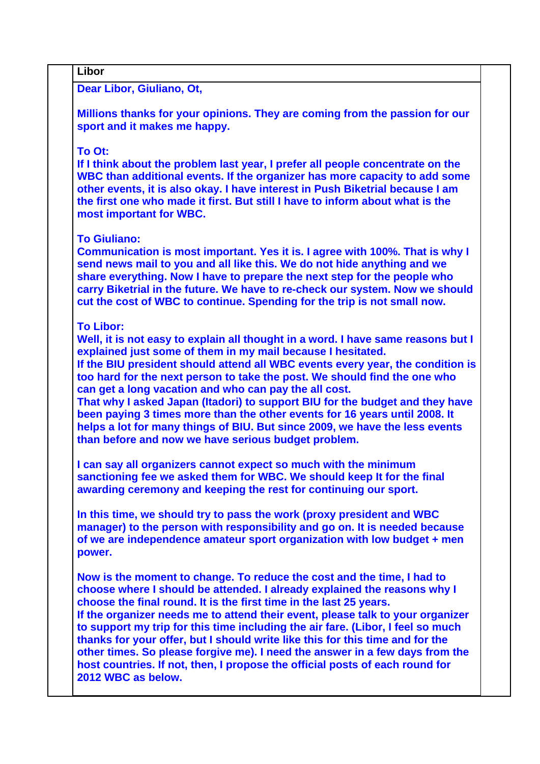| | Libor | |
|---|---|---|
| | **Dear Libor, Giuliano, Ot,**<br><br>**Millions thanks for your opinions. They are coming from the passion for our sport and it makes me happy.**<br><br>**To Ot:**<br>**If I think about the problem last year, I prefer all people concentrate on the WBC than additional events. If the organizer has more capacity to add some other events, it is also okay. I have interest in Push Biketrial because I am the first one who made it first. But still I have to inform about what is the most important for WBC.**<br><br>**To Giuliano:**<br>**Communication is most important. Yes it is. I agree with 100%. That is why I send news mail to you and all like this. We do not hide anything and we share everything. Now I have to prepare the next step for the people who carry Biketrial in the future. We have to re-check our system. Now we should cut the cost of WBC to continue. Spending for the trip is not small now.**<br><br>**To Libor:**<br>**Well, it is not easy to explain all thought in a word. I have same reasons but I explained just some of them in my mail because I hesitated.**<br>**If the BIU president should attend all WBC events every year, the condition is too hard for the next person to take the post. We should find the one who can get a long vacation and who can pay the all cost.**<br>**That why I asked Japan (Itadori) to support BIU for the budget and they have been paying 3 times more than the other events for 16 years until 2008. It helps a lot for many things of BIU. But since 2009, we have the less events than before and now we have serious budget problem.**<br><br>**I can say all organizers cannot expect so much with the minimum sanctioning fee we asked them for WBC. We should keep It for the final awarding ceremony and keeping the rest for continuing our sport.**<br><br>**In this time, we should try to pass the work (proxy president and WBC manager) to the person with responsibility and go on. It is needed because of we are independence amateur sport organization with low budget + men power.**<br><br>**Now is the moment to change. To reduce the cost and the time, I had to choose where I should be attended. I already explained the reasons why I choose the final round. It is the first time in the last 25 years.**<br>**If the organizer needs me to attend their event, please talk to your organizer to support my trip for this time including the air fare. (Libor, I feel so much thanks for your offer, but I should write like this for this time and for the other times. So please forgive me). I need the answer in a few days from the host countries. If not, then, I propose the official posts of each round for 2012 WBC as below.** | |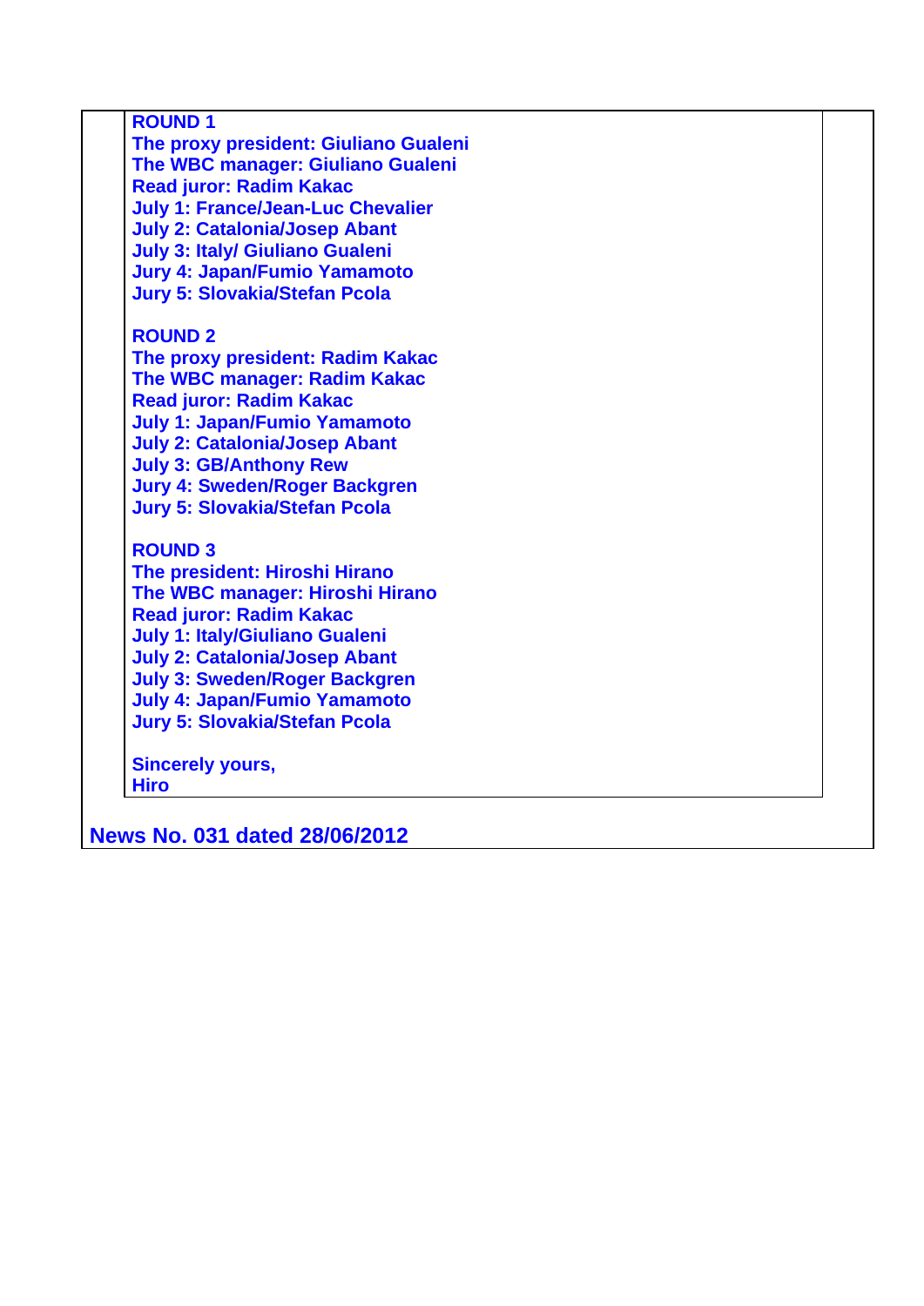**ROUND 1**
**The proxy president: Giuliano Gualeni**
**The WBC manager: Giuliano Gualeni**
**Read juror: Radim Kakac**
**July 1: France/Jean-Luc Chevalier**
**July 2: Catalonia/Josep Abant**
**July 3: Italy/ Giuliano Gualeni**
**Jury 4: Japan/Fumio Yamamoto**
**Jury 5: Slovakia/Stefan Pcola**

**ROUND 2**
**The proxy president: Radim Kakac**
**The WBC manager: Radim Kakac**
**Read juror: Radim Kakac**
**July 1: Japan/Fumio Yamamoto**
**July 2: Catalonia/Josep Abant**
**July 3: GB/Anthony Rew**
**Jury 4: Sweden/Roger Backgren**
**Jury 5: Slovakia/Stefan Pcola**

**ROUND 3**
**The president: Hiroshi Hirano**
**The WBC manager: Hiroshi Hirano**
**Read juror: Radim Kakac**
**July 1: Italy/Giuliano Gualeni**
**July 2: Catalonia/Josep Abant**
**July 3: Sweden/Roger Backgren**
**July 4: Japan/Fumio Yamamoto**
**Jury 5: Slovakia/Stefan Pcola**

**Sincerely yours,**
**Hiro**

**News No. 031 dated 28/06/2012**